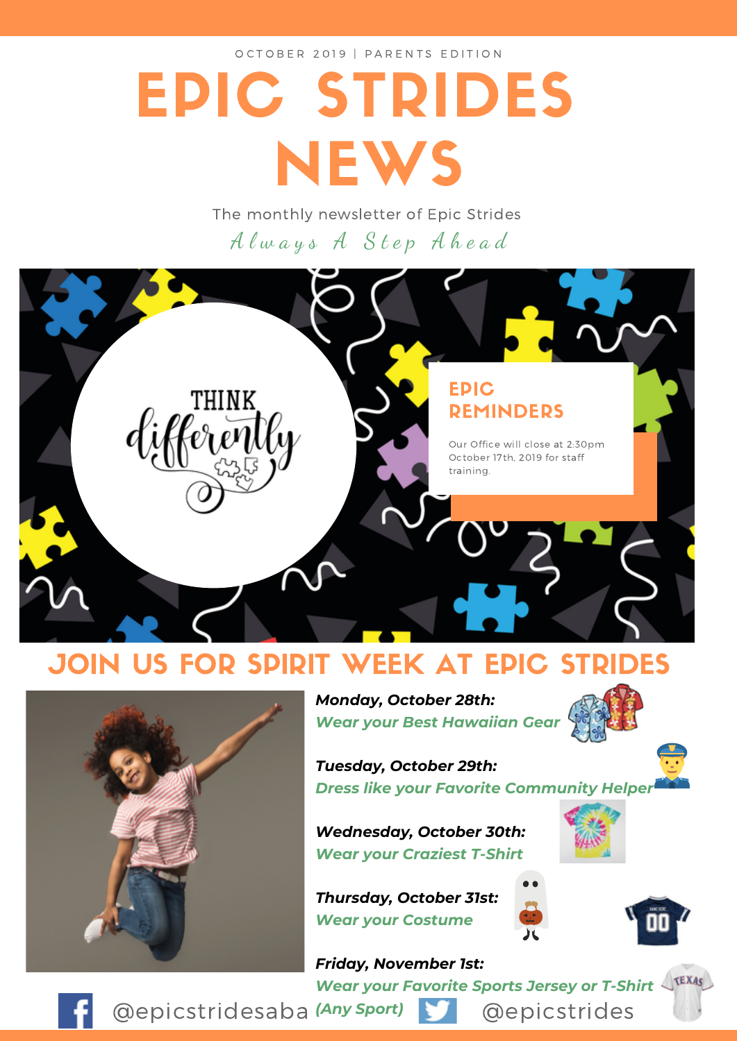OCTOBER 2019 | PARENTS EDITION

# EPIC STRIDES NEWS

The monthly newsletter of Epic Strides

*Always A Step Ahead*

THINK differently

## EPIC REMINDERS

Our Office will close at 2:30pm October 17th, 2019 for staff training.

## JOIN US FOR SPIRIT WEEK AT EPIC STRIDES

***Monday, October 28th:***
***Wear your Best Hawaiian Gear***

***Tuesday, October 29th:***
***Dress like your Favorite Community Helper***

***Wednesday, October 30th:***
***Wear your Craziest T-Shirt***

***Thursday, October 31st:***
***Wear your Costume***

***Friday, November 1st:***
***Wear your Favorite Sports Jersey or T-Shirt (Any Sport)***

@epicstridesaba @epicstrides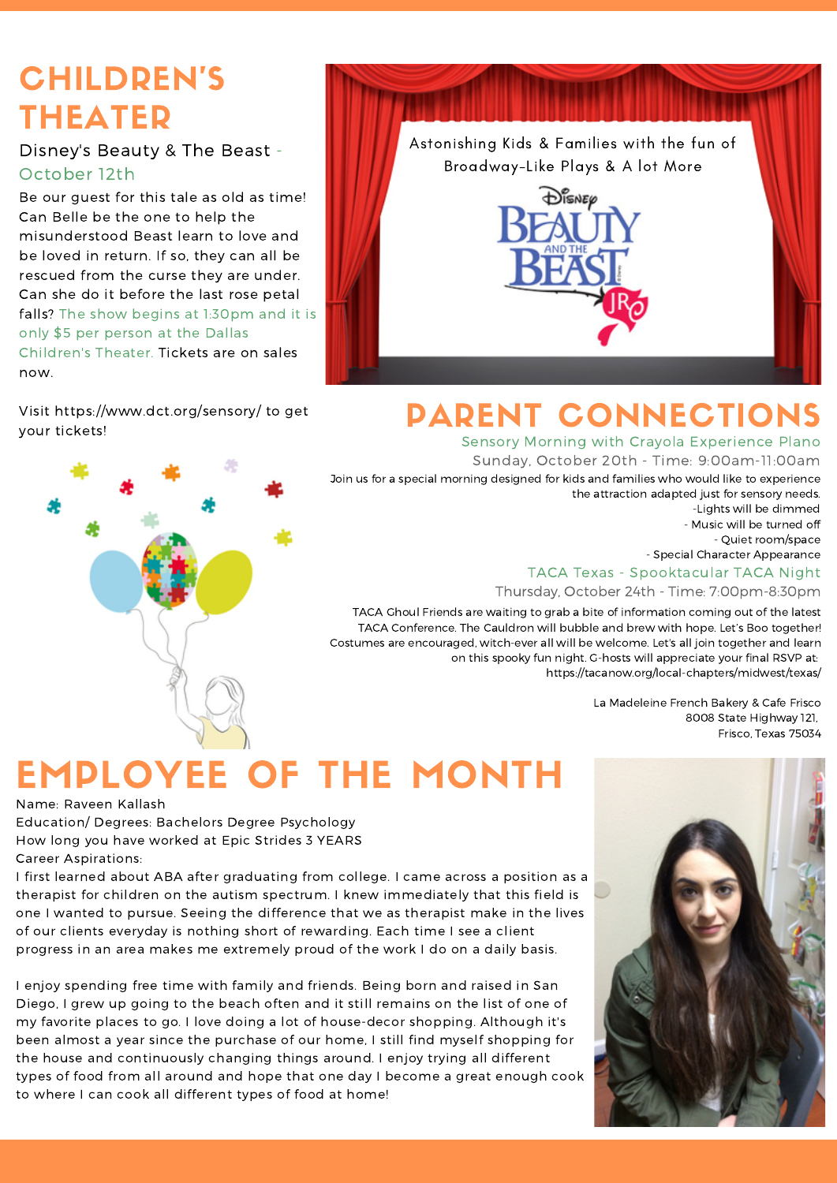# CHILDREN'S THEATER

### Disney's Beauty & The Beast - October 12th

Be our guest for this tale as old as time! Can Belle be the one to help the misunderstood Beast learn to love and be loved in return. If so, they can all be rescued from the curse they are under. Can she do it before the last rose petal falls? The show begins at 1:30pm and it is only $5 per person at the Dallas Children's Theater. Tickets are on sales now.

Visit https://www.dct.org/sensory/ to get your tickets!

Astonishing Kids & Families with the fun of Broadway-Like Plays & A lot More

Disney BEAUTY AND THE BEAST JR.

# PARENT CONNECTIONS

### Sensory Morning with Crayola Experience Plano

Sunday, October 20th - Time: 9:00am-11:00am

Join us for a special morning designed for kids and families who would like to experience the attraction adapted just for sensory needs.

- Lights will be dimmed
- Music will be turned off
- Quiet room/space
- Special Character Appearance

### TACA Texas - Spooktacular TACA Night

Thursday, October 24th - Time: 7:00pm-8:30pm

TACA Ghoul Friends are waiting to grab a bite of information coming out of the latest TACA Conference. The Cauldron will bubble and brew with hope. Let's Boo together! Costumes are encouraged, witch-ever all will be welcome. Let's all join together and learn on this spooky fun night. G-hosts will appreciate your final RSVP at: https://tacanow.org/local-chapters/midwest/texas/

La Madeleine French Bakery & Cafe Frisco
8008 State Highway 121,
Frisco, Texas 75034

# EMPLOYEE OF THE MONTH

Name: Raveen Kallash
Education/ Degrees: Bachelors Degree Psychology
How long you have worked at Epic Strides 3 YEARS
Career Aspirations:
I first learned about ABA after graduating from college. I came across a position as a therapist for children on the autism spectrum. I knew immediately that this field is one I wanted to pursue. Seeing the difference that we as therapist make in the lives of our clients everyday is nothing short of rewarding. Each time I see a client progress in an area makes me extremely proud of the work I do on a daily basis.

I enjoy spending free time with family and friends. Being born and raised in San Diego, I grew up going to the beach often and it still remains on the list of one of my favorite places to go. I love doing a lot of house-decor shopping. Although it's been almost a year since the purchase of our home, I still find myself shopping for the house and continuously changing things around. I enjoy trying all different types of food from all around and hope that one day I become a great enough cook to where I can cook all different types of food at home!